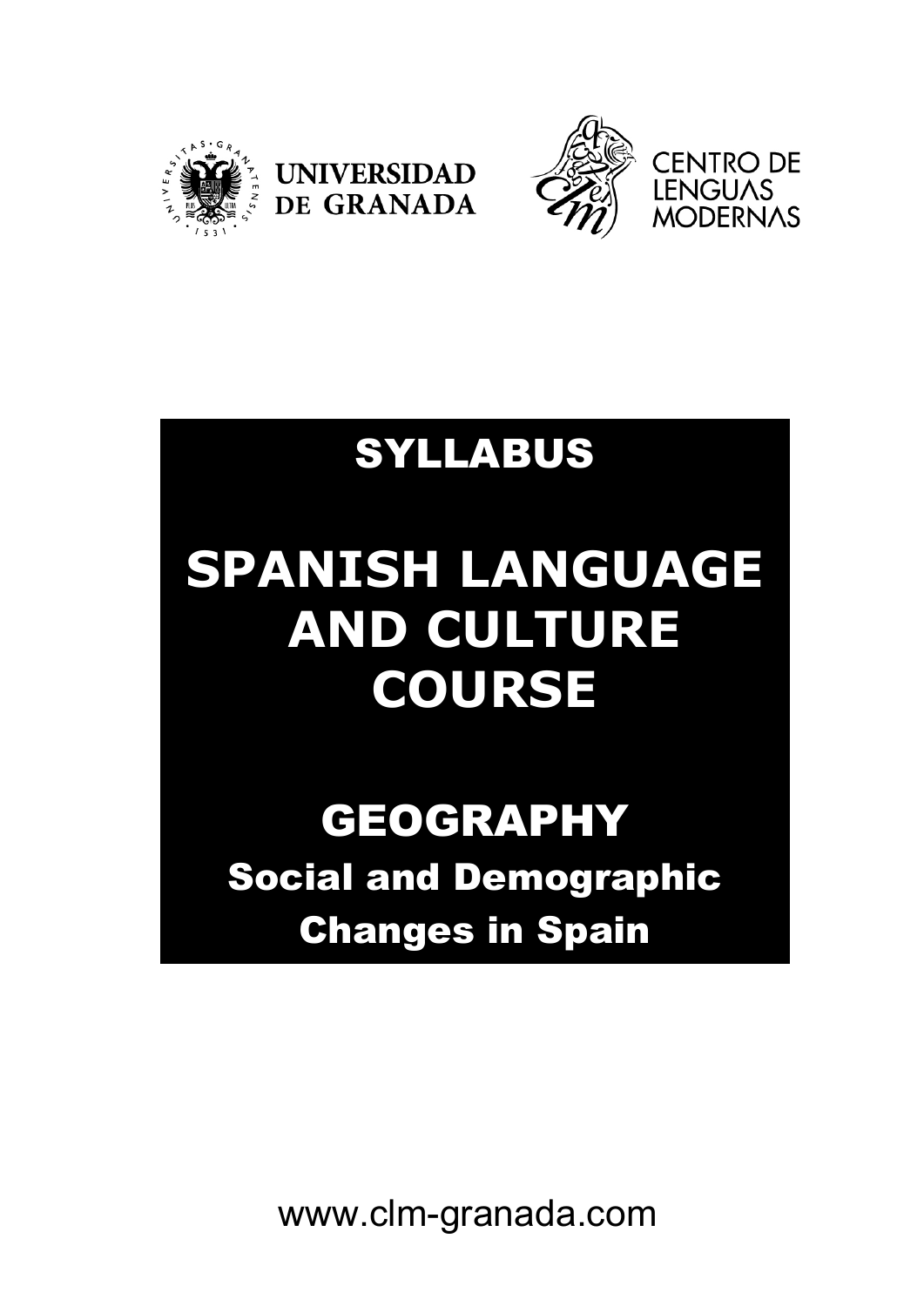UNIVERSIDAD DE GRANADA

CENTRO DE LENGUAS MODERNAS

# SYLLABUS

# SPANISH LANGUAGE AND CULTURE COURSE

## GEOGRAPHY

### Social and Demographic Changes in Spain

www.clm-granada.com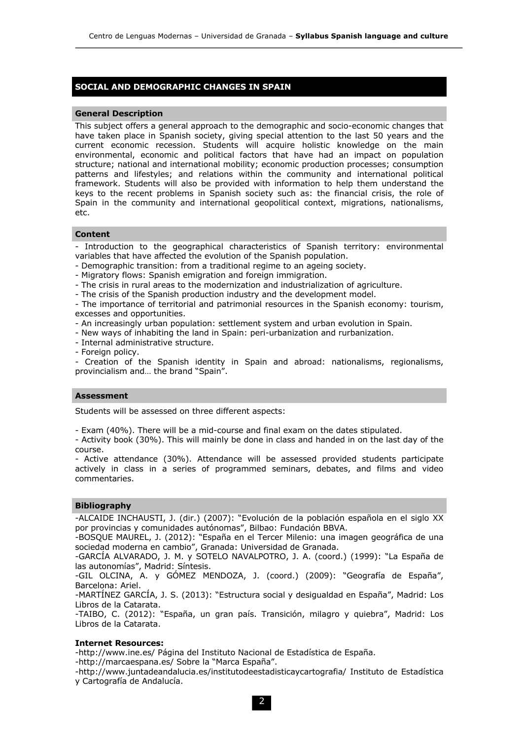## SOCIAL AND DEMOGRAPHIC CHANGES IN SPAIN

### General Description

This subject offers a general approach to the demographic and socio-economic changes that have taken place in Spanish society, giving special attention to the last 50 years and the current economic recession. Students will acquire holistic knowledge on the main environmental, economic and political factors that have had an impact on population structure; national and international mobility; economic production processes; consumption patterns and lifestyles; and relations within the community and international political framework. Students will also be provided with information to help them understand the keys to the recent problems in Spanish society such as: the financial crisis, the role of Spain in the community and international geopolitical context, migrations, nationalisms, etc.

### Content

- Introduction to the geographical characteristics of Spanish territory: environmental variables that have affected the evolution of the Spanish population.
- Demographic transition: from a traditional regime to an ageing society.
- Migratory flows: Spanish emigration and foreign immigration.
- The crisis in rural areas to the modernization and industrialization of agriculture.
- The crisis of the Spanish production industry and the development model.
- The importance of territorial and patrimonial resources in the Spanish economy: tourism, excesses and opportunities.
- An increasingly urban population: settlement system and urban evolution in Spain.
- New ways of inhabiting the land in Spain: peri-urbanization and rurbanization.
- Internal administrative structure.
- Foreign policy.
- Creation of the Spanish identity in Spain and abroad: nationalisms, regionalisms, provincialism and… the brand "Spain".

### Assessment

Students will be assessed on three different aspects:

- Exam (40%). There will be a mid-course and final exam on the dates stipulated.
- Activity book (30%). This will mainly be done in class and handed in on the last day of the course.
- Active attendance (30%). Attendance will be assessed provided students participate actively in class in a series of programmed seminars, debates, and films and video commentaries.

### Bibliography

-ALCAIDE INCHAUSTI, J. (dir.) (2007): "Evolución de la población española en el siglo XX por provincias y comunidades autónomas", Bilbao: Fundación BBVA.
-BOSQUE MAUREL, J. (2012): "España en el Tercer Milenio: una imagen geográfica de una sociedad moderna en cambio", Granada: Universidad de Granada.
-GARCÍA ALVARADO, J. M. y SOTELO NAVALPOTRO, J. A. (coord.) (1999): "La España de las autonomías", Madrid: Síntesis.
-GIL OLCINA, A. y GÓMEZ MENDOZA, J. (coord.) (2009): "Geografía de España", Barcelona: Ariel.
-MARTÍNEZ GARCÍA, J. S. (2013): "Estructura social y desigualdad en España", Madrid: Los Libros de la Catarata.
-TAIBO, C. (2012): "España, un gran país. Transición, milagro y quiebra", Madrid: Los Libros de la Catarata.

**Internet Resources:**

-http://www.ine.es/ Página del Instituto Nacional de Estadística de España.
-http://marcaespana.es/ Sobre la "Marca España".
-http://www.juntadeandalucia.es/institutodeestadisticaycartografia/ Instituto de Estadística y Cartografía de Andalucía.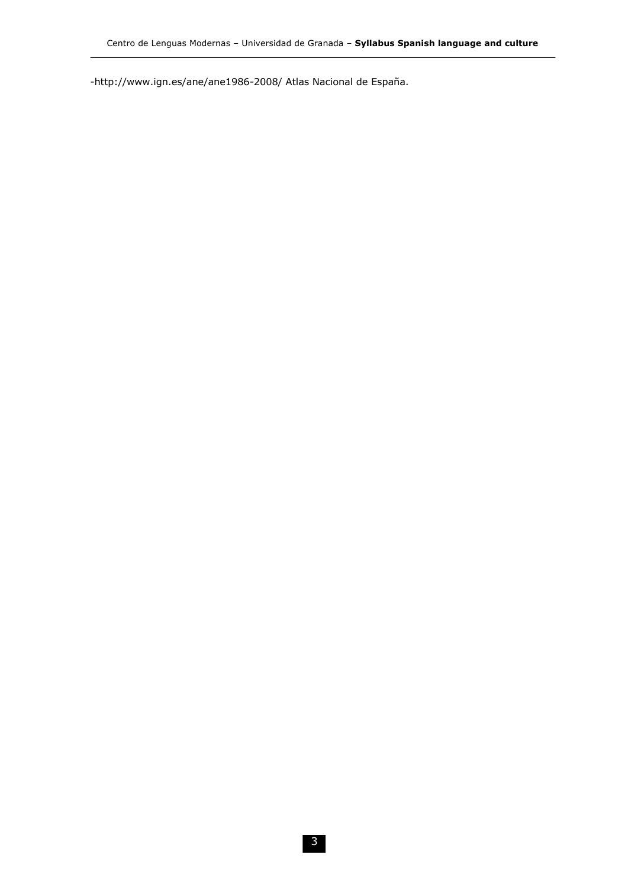-http://www.ign.es/ane/ane1986-2008/ Atlas Nacional de España.